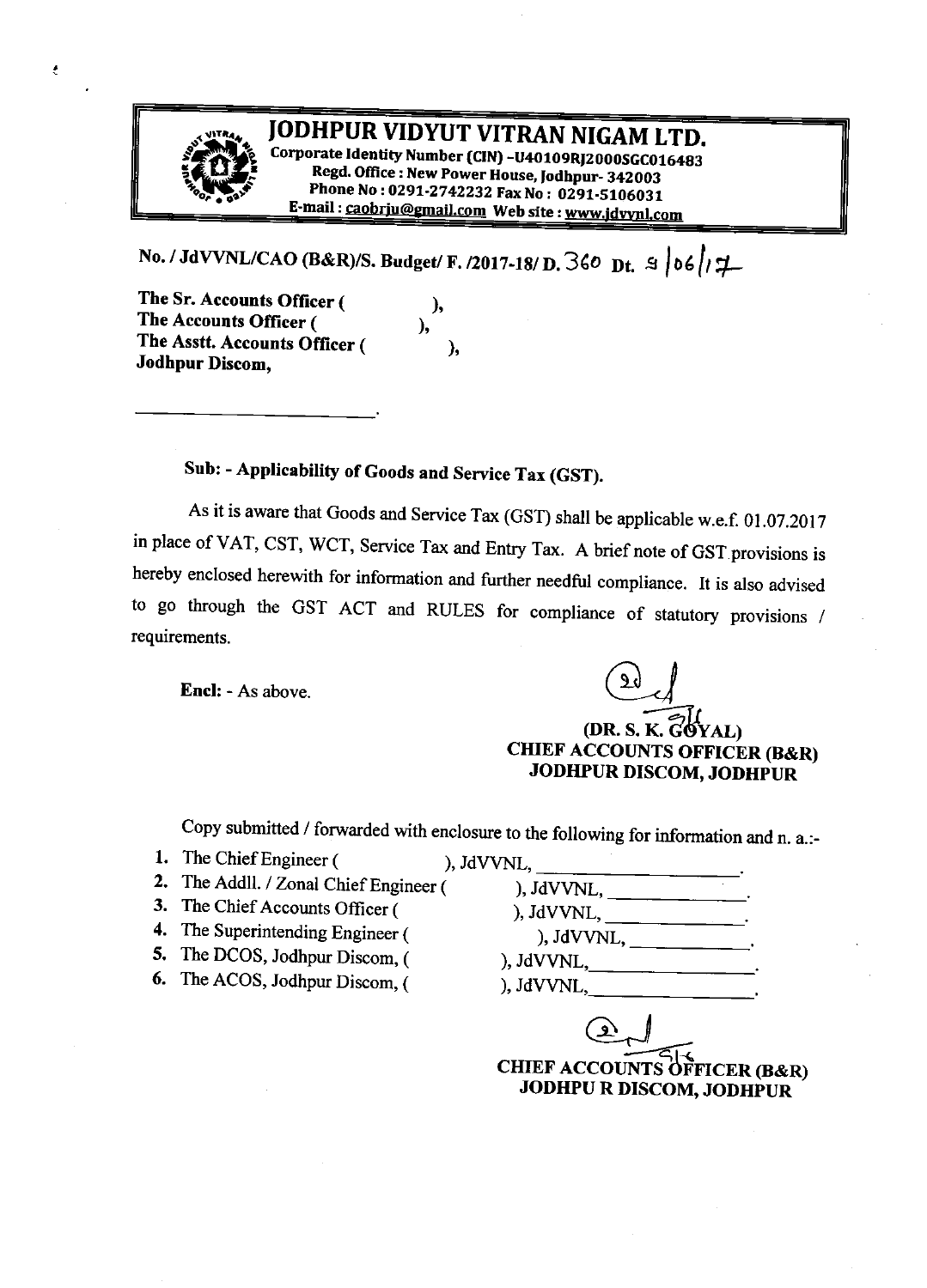# JODHPUR VIDYUT VITRAN NIGAM LTD.

Corporate Identity Number (CIN) -U40109RJ2000SGC016483
Regd. Office : New Power House, Jodhpur- 342003
Phone No : 0291-2742232 Fax No : 0291-5106031
E-mail : caobrju@gmail.com Web site : www.jdvvnl.com

**No. / JdVVNL/CAO (B&R)/S. Budget/ F. /2017-18/ D. 360 Dt. 9/06/17**

**The Sr. Accounts Officer ( ),**
**The Accounts Officer ( ),**
**The Asstt. Accounts Officer ( ),**
**Jodhpur Discom,**

______________________.

**Sub: - Applicability of Goods and Service Tax (GST).**

As it is aware that Goods and Service Tax (GST) shall be applicable w.e.f. 01.07.2017 in place of VAT, CST, WCT, Service Tax and Entry Tax. A brief note of GST provisions is hereby enclosed herewith for information and further needful compliance. It is also advised to go through the GST ACT and RULES for compliance of statutory provisions / requirements.

**Encl: - As above.**

**(DR. S. K. GOYAL)**
**CHIEF ACCOUNTS OFFICER (B&R)**
**JODHPUR DISCOM, JODHPUR**

Copy submitted / forwarded with enclosure to the following for information and n. a.:-

1. The Chief Engineer ( ), JdVVNL, ______________.
2. The Addll. / Zonal Chief Engineer ( ), JdVVNL, ______________.
3. The Chief Accounts Officer ( ), JdVVNL, ______________.
4. The Superintending Engineer ( ), JdVVNL, ______________.
5. The DCOS, Jodhpur Discom, ( ), JdVVNL, ______________.
6. The ACOS, Jodhpur Discom, ( ), JdVVNL, ______________.

**CHIEF ACCOUNTS OFFICER (B&R)**
**JODHPU R DISCOM, JODHPUR**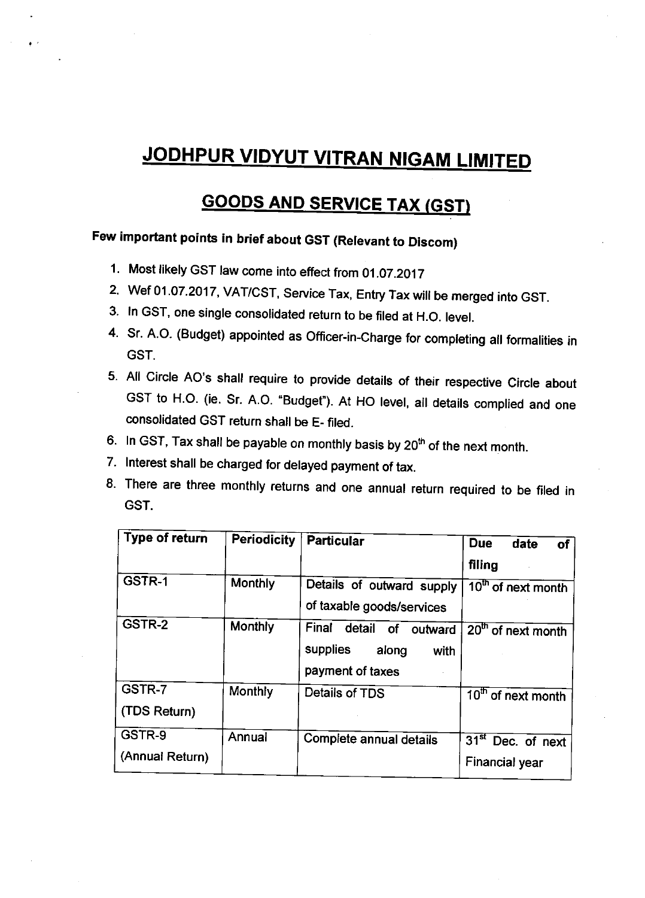# JODHPUR VIDYUT VITRAN NIGAM LIMITED

## GOODS AND SERVICE TAX (GST)

**Few important points in brief about GST (Relevant to Discom)**

1. Most likely GST law come into effect from 01.07.2017
2. Wef 01.07.2017, VAT/CST, Service Tax, Entry Tax will be merged into GST.
3. In GST, one single consolidated return to be filed at H.O. level.
4. Sr. A.O. (Budget) appointed as Officer-in-Charge for completing all formalities in GST.
5. All Circle AO's shall require to provide details of their respective Circle about GST to H.O. (ie. Sr. A.O. "Budget"). At HO level, all details complied and one consolidated GST return shall be E- filed.
6. In GST, Tax shall be payable on monthly basis by 20th of the next month.
7. Interest shall be charged for delayed payment of tax.
8. There are three monthly returns and one annual return required to be filed in GST.

| Type of return | Periodicity | Particular | Due date of filing |
|---|---|---|---|
| GSTR-1 | Monthly | Details of outward supply of taxable goods/services | 10th of next month |
| GSTR-2 | Monthly | Final detail of outward supplies along with payment of taxes | 20th of next month |
| GSTR-7 (TDS Return) | Monthly | Details of TDS | 10th of next month |
| GSTR-9 (Annual Return) | Annual | Complete annual details | 31st Dec. of next Financial year |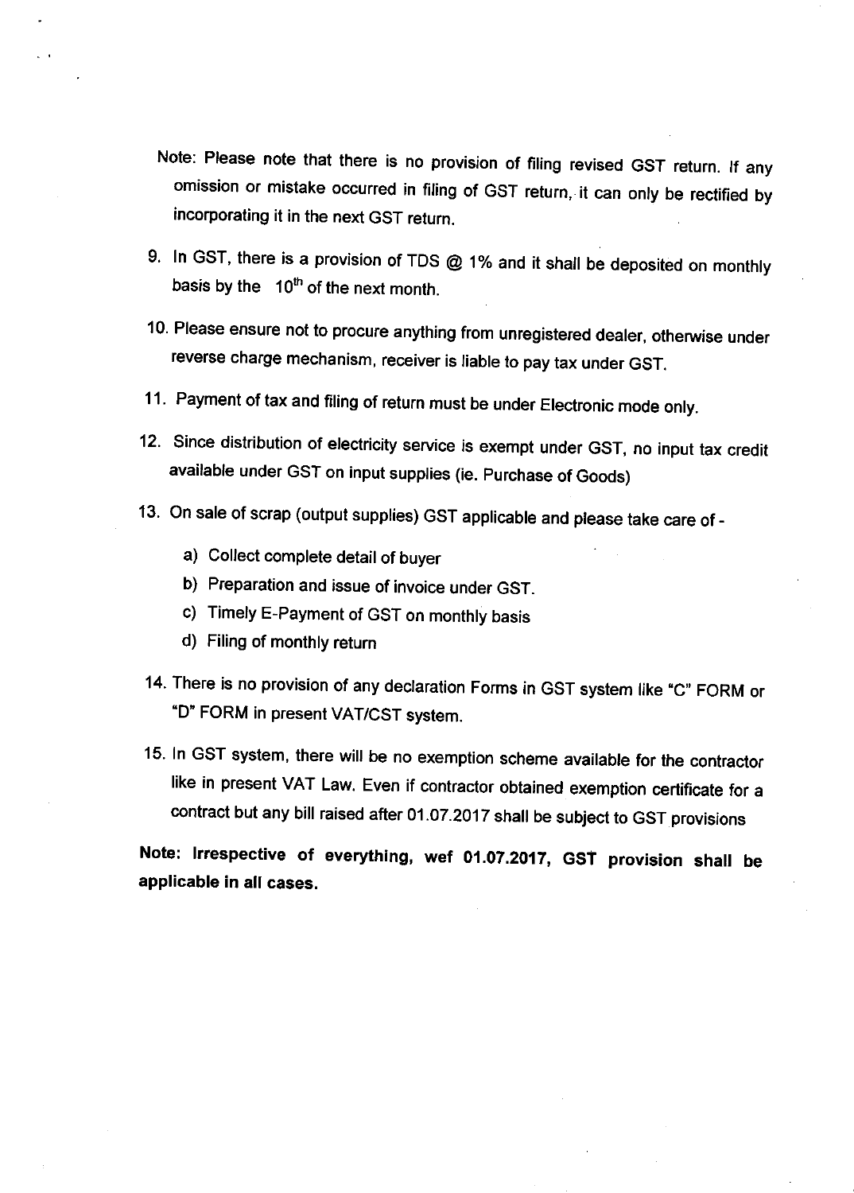Note: Please note that there is no provision of filing revised GST return. If any omission or mistake occurred in filing of GST return, it can only be rectified by incorporating it in the next GST return.

9. In GST, there is a provision of TDS @ 1% and it shall be deposited on monthly basis by the 10th of the next month.

10. Please ensure not to procure anything from unregistered dealer, otherwise under reverse charge mechanism, receiver is liable to pay tax under GST.

11. Payment of tax and filing of return must be under Electronic mode only.

12. Since distribution of electricity service is exempt under GST, no input tax credit available under GST on input supplies (ie. Purchase of Goods)

13. On sale of scrap (output supplies) GST applicable and please take care of -

    a) Collect complete detail of buyer
    b) Preparation and issue of invoice under GST.
    c) Timely E-Payment of GST on monthly basis
    d) Filing of monthly return

14. There is no provision of any declaration Forms in GST system like "C" FORM or "D" FORM in present VAT/CST system.

15. In GST system, there will be no exemption scheme available for the contractor like in present VAT Law. Even if contractor obtained exemption certificate for a contract but any bill raised after 01.07.2017 shall be subject to GST provisions

**Note: Irrespective of everything, wef 01.07.2017, GST provision shall be applicable in all cases.**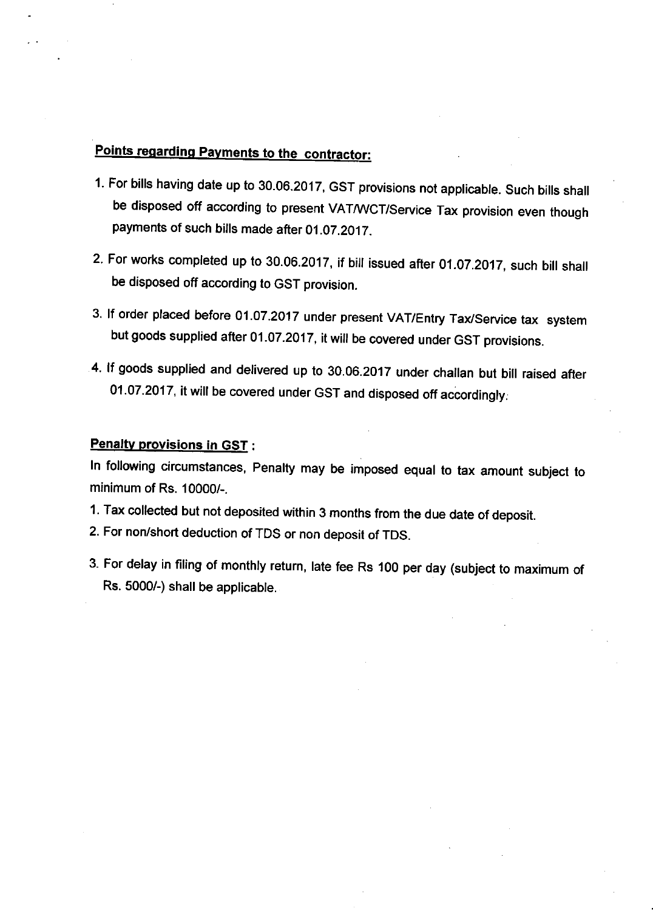**Points regarding Payments to the contractor:**

1. For bills having date up to 30.06.2017, GST provisions not applicable. Such bills shall be disposed off according to present VAT/WCT/Service Tax provision even though payments of such bills made after 01.07.2017.
2. For works completed up to 30.06.2017, if bill issued after 01.07.2017, such bill shall be disposed off according to GST provision.
3. If order placed before 01.07.2017 under present VAT/Entry Tax/Service tax system but goods supplied after 01.07.2017, it will be covered under GST provisions.
4. If goods supplied and delivered up to 30.06.2017 under challan but bill raised after 01.07.2017, it will be covered under GST and disposed off accordingly.

**Penalty provisions in GST** :

In following circumstances, Penalty may be imposed equal to tax amount subject to minimum of Rs. 10000/-.

1. Tax collected but not deposited within 3 months from the due date of deposit.
2. For non/short deduction of TDS or non deposit of TDS.
3. For delay in filing of monthly return, late fee Rs 100 per day (subject to maximum of Rs. 5000/-) shall be applicable.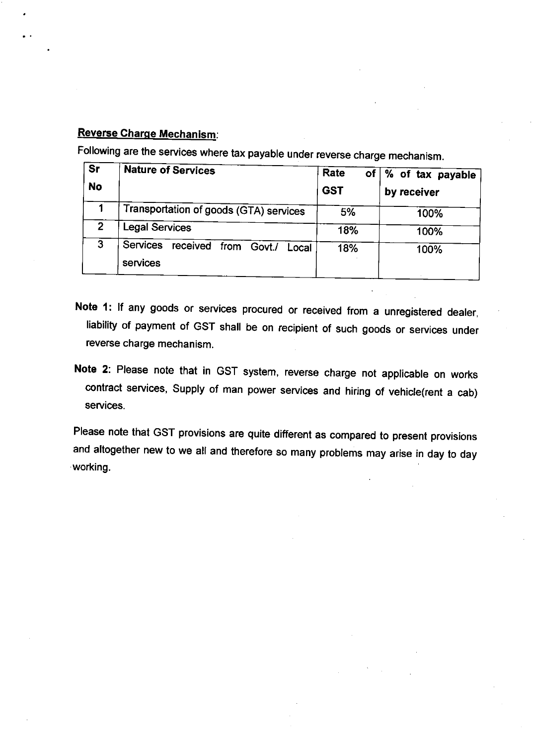**Reverse Charge Mechanism:**

Following are the services where tax payable under reverse charge mechanism.

| Sr No | Nature of Services | Rate of GST | % of tax payable by receiver |
|---|---|---|---|
| 1 | Transportation of goods (GTA) services | 5% | 100% |
| 2 | Legal Services | 18% | 100% |
| 3 | Services received from Govt./ Local services | 18% | 100% |

**Note 1:** If any goods or services procured or received from a unregistered dealer, liability of payment of GST shall be on recipient of such goods or services under reverse charge mechanism.

**Note 2:** Please note that in GST system, reverse charge not applicable on works contract services, Supply of man power services and hiring of vehicle(rent a cab) services.

Please note that GST provisions are quite different as compared to present provisions and altogether new to we all and therefore so many problems may arise in day to day working.